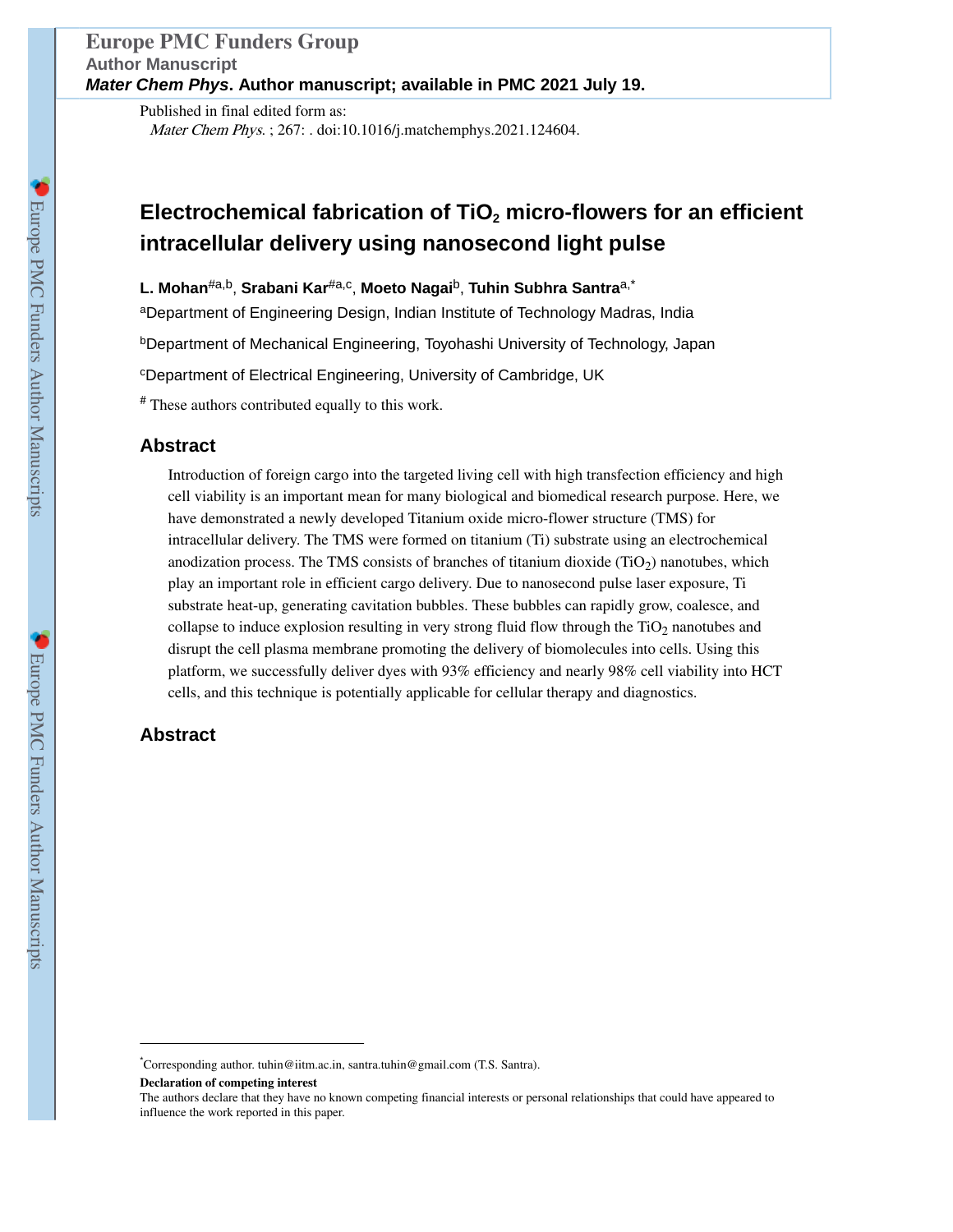Published in final edited form as:

*Mater Chem Phys*. ; 267: . doi:10.1016/j.matchemphys.2021.124604.

# Electrochemical fabrication of $TiO_2$ micro-flowers for an efficient intracellular delivery using nanosecond light pulse

**L. Mohan**[#a,b], **Srabani Kar**[#a,c], **Moeto Nagai**[b], **Tuhin Subhra Santra**[a,*]

[a]Department of Engineering Design, Indian Institute of Technology Madras, India

[b]Department of Mechanical Engineering, Toyohashi University of Technology, Japan

[c]Department of Electrical Engineering, University of Cambridge, UK

[#] These authors contributed equally to this work.

## Abstract

Introduction of foreign cargo into the targeted living cell with high transfection efficiency and high cell viability is an important mean for many biological and biomedical research purpose. Here, we have demonstrated a newly developed Titanium oxide micro-flower structure (TMS) for intracellular delivery. The TMS were formed on titanium (Ti) substrate using an electrochemical anodization process. The TMS consists of branches of titanium dioxide ($TiO_2$) nanotubes, which play an important role in efficient cargo delivery. Due to nanosecond pulse laser exposure, Ti substrate heat-up, generating cavitation bubbles. These bubbles can rapidly grow, coalesce, and collapse to induce explosion resulting in very strong fluid flow through the $TiO_2$ nanotubes and disrupt the cell plasma membrane promoting the delivery of biomolecules into cells. Using this platform, we successfully deliver dyes with 93% efficiency and nearly 98% cell viability into HCT cells, and this technique is potentially applicable for cellular therapy and diagnostics.

## Abstract

[*]Corresponding author. tuhin@iitm.ac.in, santra.tuhin@gmail.com (T.S. Santra).

**Declaration of competing interest**

The authors declare that they have no known competing financial interests or personal relationships that could have appeared to influence the work reported in this paper.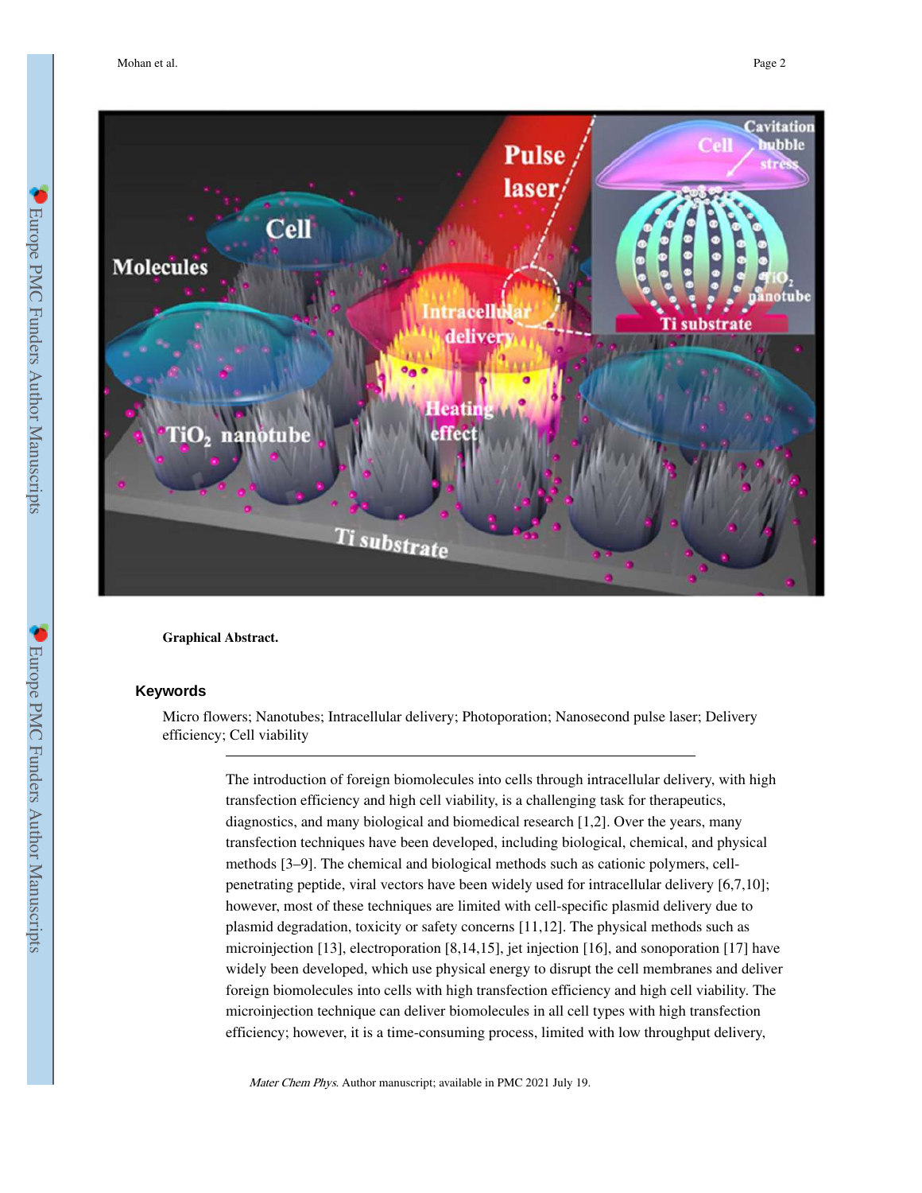**Graphical Abstract.**

## Keywords

Micro flowers; Nanotubes; Intracellular delivery; Photoporation; Nanosecond pulse laser; Delivery efficiency; Cell viability

---

The introduction of foreign biomolecules into cells through intracellular delivery, with high transfection efficiency and high cell viability, is a challenging task for therapeutics, diagnostics, and many biological and biomedical research [1,2]. Over the years, many transfection techniques have been developed, including biological, chemical, and physical methods [3–9]. The chemical and biological methods such as cationic polymers, cell-penetrating peptide, viral vectors have been widely used for intracellular delivery [6,7,10]; however, most of these techniques are limited with cell-specific plasmid delivery due to plasmid degradation, toxicity or safety concerns [11,12]. The physical methods such as microinjection [13], electroporation [8,14,15], jet injection [16], and sonoporation [17] have widely been developed, which use physical energy to disrupt the cell membranes and deliver foreign biomolecules into cells with high transfection efficiency and high cell viability. The microinjection technique can deliver biomolecules in all cell types with high transfection efficiency; however, it is a time-consuming process, limited with low throughput delivery,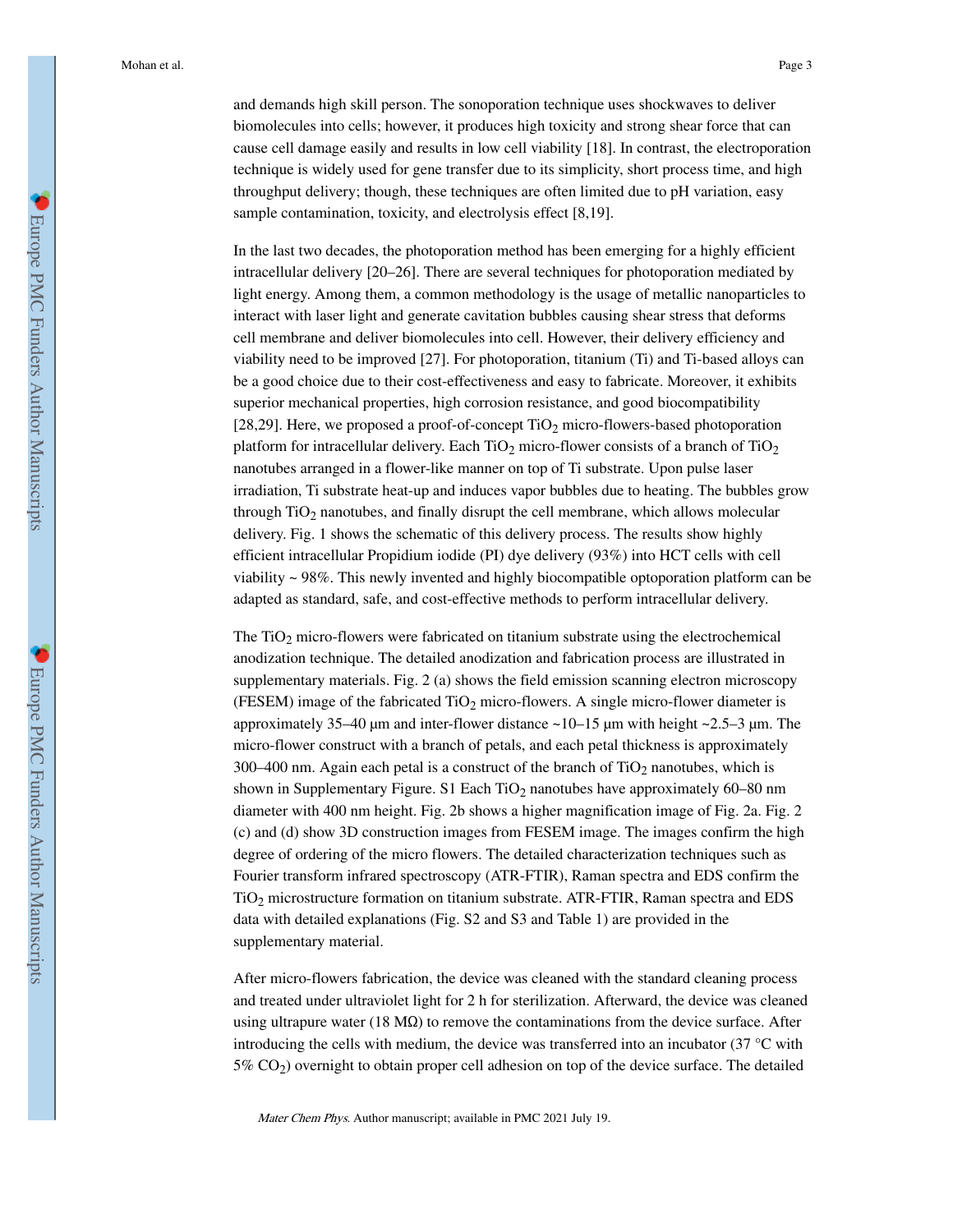and demands high skill person. The sonoporation technique uses shockwaves to deliver biomolecules into cells; however, it produces high toxicity and strong shear force that can cause cell damage easily and results in low cell viability [18]. In contrast, the electroporation technique is widely used for gene transfer due to its simplicity, short process time, and high throughput delivery; though, these techniques are often limited due to pH variation, easy sample contamination, toxicity, and electrolysis effect [8,19].

In the last two decades, the photoporation method has been emerging for a highly efficient intracellular delivery [20–26]. There are several techniques for photoporation mediated by light energy. Among them, a common methodology is the usage of metallic nanoparticles to interact with laser light and generate cavitation bubbles causing shear stress that deforms cell membrane and deliver biomolecules into cell. However, their delivery efficiency and viability need to be improved [27]. For photoporation, titanium (Ti) and Ti-based alloys can be a good choice due to their cost-effectiveness and easy to fabricate. Moreover, it exhibits superior mechanical properties, high corrosion resistance, and good biocompatibility [28,29]. Here, we proposed a proof-of-concept $TiO_2$ micro-flowers-based photoporation platform for intracellular delivery. Each $TiO_2$ micro-flower consists of a branch of $TiO_2$ nanotubes arranged in a flower-like manner on top of Ti substrate. Upon pulse laser irradiation, Ti substrate heat-up and induces vapor bubbles due to heating. The bubbles grow through $TiO_2$ nanotubes, and finally disrupt the cell membrane, which allows molecular delivery. Fig. 1 shows the schematic of this delivery process. The results show highly efficient intracellular Propidium iodide (PI) dye delivery (93%) into HCT cells with cell viability ~ 98%. This newly invented and highly biocompatible optoporation platform can be adapted as standard, safe, and cost-effective methods to perform intracellular delivery.

The $TiO_2$ micro-flowers were fabricated on titanium substrate using the electrochemical anodization technique. The detailed anodization and fabrication process are illustrated in supplementary materials. Fig. 2 (a) shows the field emission scanning electron microscopy (FESEM) image of the fabricated $TiO_2$ micro-flowers. A single micro-flower diameter is approximately 35–40 μm and inter-flower distance ~10–15 μm with height ~2.5–3 μm. The micro-flower construct with a branch of petals, and each petal thickness is approximately 300–400 nm. Again each petal is a construct of the branch of $TiO_2$ nanotubes, which is shown in Supplementary Figure. S1 Each $TiO_2$ nanotubes have approximately 60–80 nm diameter with 400 nm height. Fig. 2b shows a higher magnification image of Fig. 2a. Fig. 2 (c) and (d) show 3D construction images from FESEM image. The images confirm the high degree of ordering of the micro flowers. The detailed characterization techniques such as Fourier transform infrared spectroscopy (ATR-FTIR), Raman spectra and EDS confirm the $TiO_2$ microstructure formation on titanium substrate. ATR-FTIR, Raman spectra and EDS data with detailed explanations (Fig. S2 and S3 and Table 1) are provided in the supplementary material.

After micro-flowers fabrication, the device was cleaned with the standard cleaning process and treated under ultraviolet light for 2 h for sterilization. Afterward, the device was cleaned using ultrapure water (18 MΩ) to remove the contaminations from the device surface. After introducing the cells with medium, the device was transferred into an incubator (37 °C with 5% $CO_2$) overnight to obtain proper cell adhesion on top of the device surface. The detailed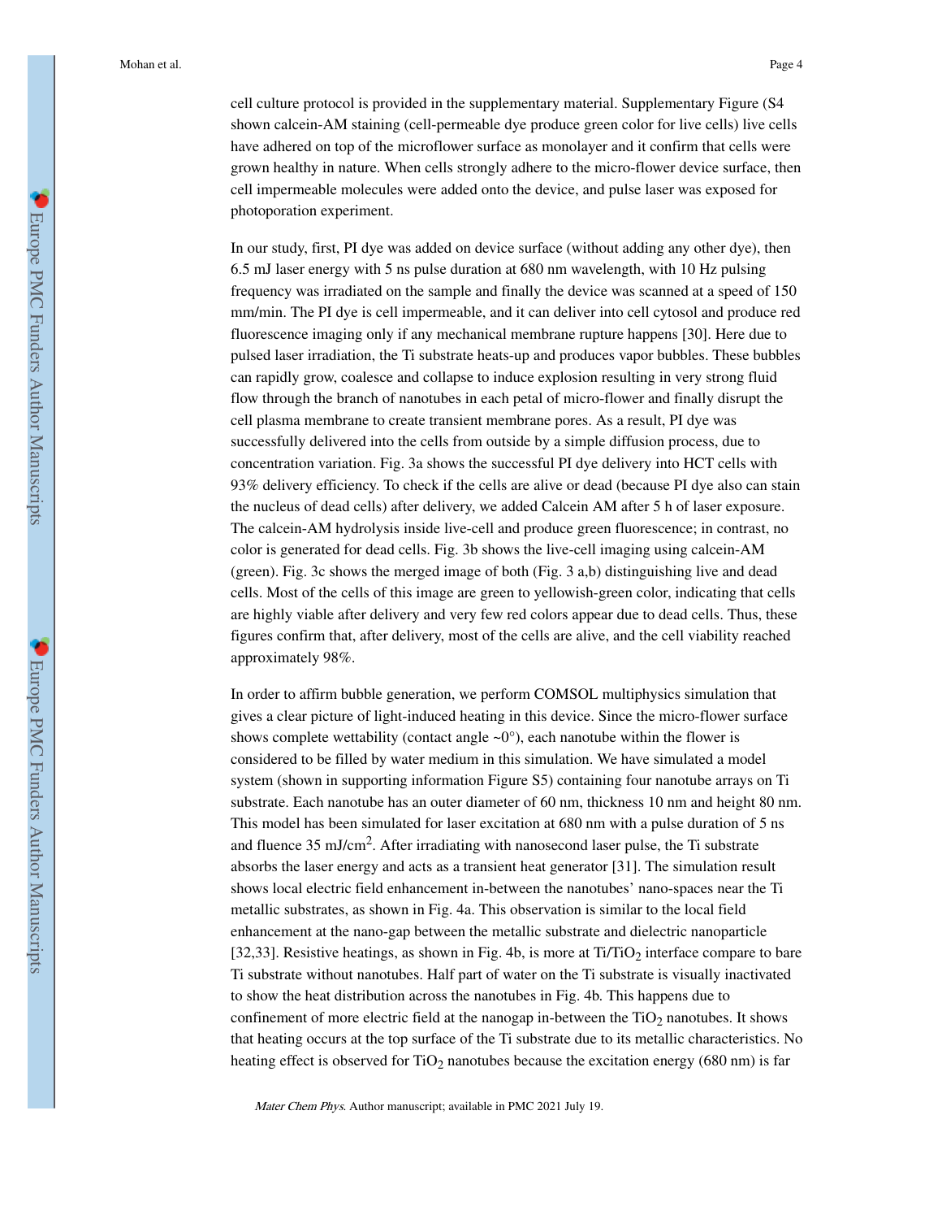cell culture protocol is provided in the supplementary material. Supplementary Figure (S4 shown calcein-AM staining (cell-permeable dye produce green color for live cells) live cells have adhered on top of the microflower surface as monolayer and it confirm that cells were grown healthy in nature. When cells strongly adhere to the micro-flower device surface, then cell impermeable molecules were added onto the device, and pulse laser was exposed for photoporation experiment.

In our study, first, PI dye was added on device surface (without adding any other dye), then 6.5 mJ laser energy with 5 ns pulse duration at 680 nm wavelength, with 10 Hz pulsing frequency was irradiated on the sample and finally the device was scanned at a speed of 150 mm/min. The PI dye is cell impermeable, and it can deliver into cell cytosol and produce red fluorescence imaging only if any mechanical membrane rupture happens [30]. Here due to pulsed laser irradiation, the Ti substrate heats-up and produces vapor bubbles. These bubbles can rapidly grow, coalesce and collapse to induce explosion resulting in very strong fluid flow through the branch of nanotubes in each petal of micro-flower and finally disrupt the cell plasma membrane to create transient membrane pores. As a result, PI dye was successfully delivered into the cells from outside by a simple diffusion process, due to concentration variation. Fig. 3a shows the successful PI dye delivery into HCT cells with 93% delivery efficiency. To check if the cells are alive or dead (because PI dye also can stain the nucleus of dead cells) after delivery, we added Calcein AM after 5 h of laser exposure. The calcein-AM hydrolysis inside live-cell and produce green fluorescence; in contrast, no color is generated for dead cells. Fig. 3b shows the live-cell imaging using calcein-AM (green). Fig. 3c shows the merged image of both (Fig. 3 a,b) distinguishing live and dead cells. Most of the cells of this image are green to yellowish-green color, indicating that cells are highly viable after delivery and very few red colors appear due to dead cells. Thus, these figures confirm that, after delivery, most of the cells are alive, and the cell viability reached approximately 98%.

In order to affirm bubble generation, we perform COMSOL multiphysics simulation that gives a clear picture of light-induced heating in this device. Since the micro-flower surface shows complete wettability (contact angle ~0°), each nanotube within the flower is considered to be filled by water medium in this simulation. We have simulated a model system (shown in supporting information Figure S5) containing four nanotube arrays on Ti substrate. Each nanotube has an outer diameter of 60 nm, thickness 10 nm and height 80 nm. This model has been simulated for laser excitation at 680 nm with a pulse duration of 5 ns and fluence 35 $mJ/cm^2$. After irradiating with nanosecond laser pulse, the Ti substrate absorbs the laser energy and acts as a transient heat generator [31]. The simulation result shows local electric field enhancement in-between the nanotubes' nano-spaces near the Ti metallic substrates, as shown in Fig. 4a. This observation is similar to the local field enhancement at the nano-gap between the metallic substrate and dielectric nanoparticle [32,33]. Resistive heatings, as shown in Fig. 4b, is more at $Ti/TiO_2$ interface compare to bare Ti substrate without nanotubes. Half part of water on the Ti substrate is visually inactivated to show the heat distribution across the nanotubes in Fig. 4b. This happens due to confinement of more electric field at the nanogap in-between the $TiO_2$ nanotubes. It shows that heating occurs at the top surface of the Ti substrate due to its metallic characteristics. No heating effect is observed for $TiO_2$ nanotubes because the excitation energy (680 nm) is far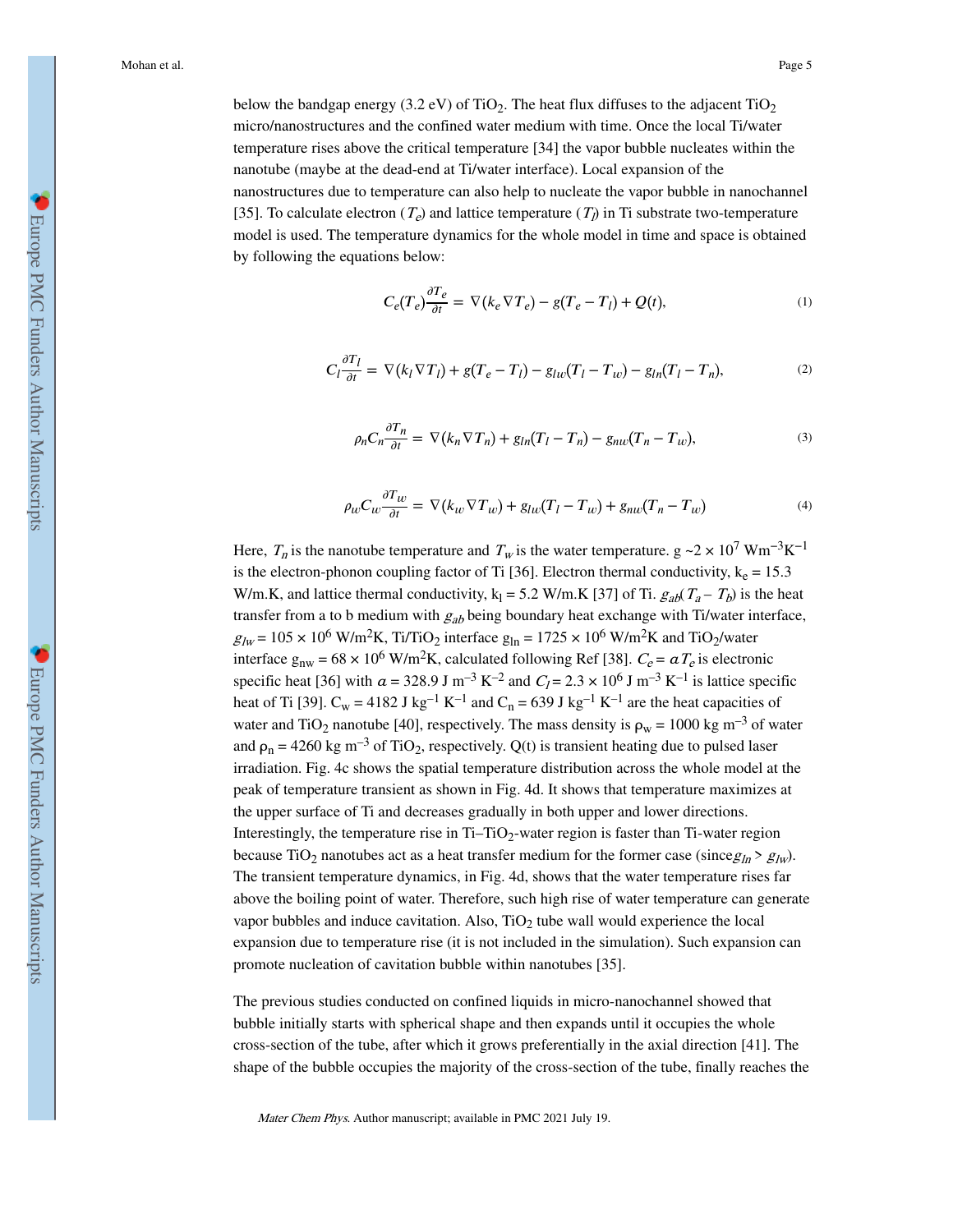below the bandgap energy (3.2 eV) of $TiO_2$. The heat flux diffuses to the adjacent $TiO_2$ micro/nanostructures and the confined water medium with time. Once the local Ti/water temperature rises above the critical temperature [34] the vapor bubble nucleates within the nanotube (maybe at the dead-end at Ti/water interface). Local expansion of the nanostructures due to temperature can also help to nucleate the vapor bubble in nanochannel [35]. To calculate electron ($T_e$) and lattice temperature ($T_l$) in Ti substrate two-temperature model is used. The temperature dynamics for the whole model in time and space is obtained by following the equations below:

$$C_e(T_e)\frac{\partial T_e}{\partial t} = \nabla(k_e \nabla T_e) - g(T_e - T_l) + Q(t), \tag{1}$$

$$C_l\frac{\partial T_l}{\partial t} = \nabla(k_l \nabla T_l) + g(T_e - T_l) - g_{lw}(T_l - T_w) - g_{ln}(T_l - T_n), \tag{2}$$

$$\rho_n C_n\frac{\partial T_n}{\partial t} = \nabla(k_n \nabla T_n) + g_{ln}(T_l - T_n) - g_{nw}(T_n - T_w), \tag{3}$$

$$\rho_w C_w\frac{\partial T_w}{\partial t} = \nabla(k_w \nabla T_w) + g_{lw}(T_l - T_w) + g_{nw}(T_n - T_w) \tag{4}$$

Here, $T_n$ is the nanotube temperature and $T_w$ is the water temperature. g ~$2 \times 10^7$ $Wm^{-3}K^{-1}$ is the electron-phonon coupling factor of Ti [36]. Electron thermal conductivity, $k_e = 15.3$ W/m.K, and lattice thermal conductivity, $k_l = 5.2$ W/m.K [37] of Ti. $g_{ab}(T_a - T_b)$ is the heat transfer from a to b medium with $g_{ab}$ being boundary heat exchange with Ti/water interface, $g_{lW} = 105 \times 10^6$ $W/m^2K$, Ti/$TiO_2$ interface $g_{ln} = 1725 \times 10^6$ $W/m^2K$ and $TiO_2$/water interface $g_{nw} = 68 \times 10^6$ $W/m^2K$, calculated following Ref [38]. $C_e = \alpha T_e$ is electronic specific heat [36] with $\alpha = 328.9$ J $m^{-3}$ $K^{-2}$ and $C_l = 2.3 \times 10^6$ J $m^{-3}$ $K^{-1}$ is lattice specific heat of Ti [39]. $C_w = 4182$ J $kg^{-1}$ $K^{-1}$ and $C_n = 639$ J $kg^{-1}$ $K^{-1}$ are the heat capacities of water and $TiO_2$ nanotube [40], respectively. The mass density is $\rho_w = 1000$ kg $m^{-3}$ of water and $\rho_n = 4260$ kg $m^{-3}$ of $TiO_2$, respectively. Q(t) is transient heating due to pulsed laser irradiation. Fig. 4c shows the spatial temperature distribution across the whole model at the peak of temperature transient as shown in Fig. 4d. It shows that temperature maximizes at the upper surface of Ti and decreases gradually in both upper and lower directions. Interestingly, the temperature rise in Ti–$TiO_2$-water region is faster than Ti-water region because $TiO_2$ nanotubes act as a heat transfer medium for the former case (since $g_{ln} > g_{lW}$). The transient temperature dynamics, in Fig. 4d, shows that the water temperature rises far above the boiling point of water. Therefore, such high rise of water temperature can generate vapor bubbles and induce cavitation. Also, $TiO_2$ tube wall would experience the local expansion due to temperature rise (it is not included in the simulation). Such expansion can promote nucleation of cavitation bubble within nanotubes [35].

The previous studies conducted on confined liquids in micro-nanochannel showed that bubble initially starts with spherical shape and then expands until it occupies the whole cross-section of the tube, after which it grows preferentially in the axial direction [41]. The shape of the bubble occupies the majority of the cross-section of the tube, finally reaches the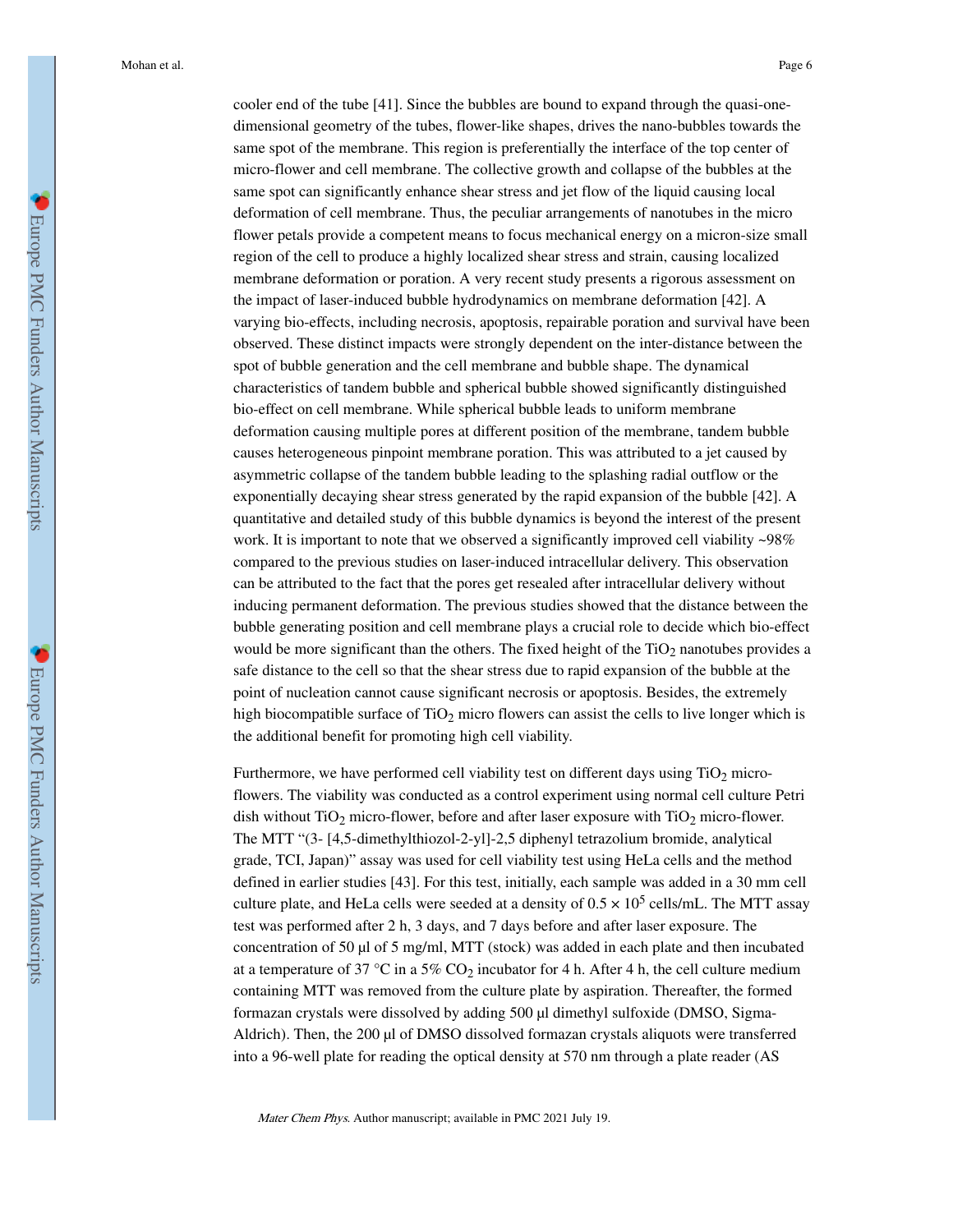cooler end of the tube [41]. Since the bubbles are bound to expand through the quasi-one-dimensional geometry of the tubes, flower-like shapes, drives the nano-bubbles towards the same spot of the membrane. This region is preferentially the interface of the top center of micro-flower and cell membrane. The collective growth and collapse of the bubbles at the same spot can significantly enhance shear stress and jet flow of the liquid causing local deformation of cell membrane. Thus, the peculiar arrangements of nanotubes in the micro flower petals provide a competent means to focus mechanical energy on a micron-size small region of the cell to produce a highly localized shear stress and strain, causing localized membrane deformation or poration. A very recent study presents a rigorous assessment on the impact of laser-induced bubble hydrodynamics on membrane deformation [42]. A varying bio-effects, including necrosis, apoptosis, repairable poration and survival have been observed. These distinct impacts were strongly dependent on the inter-distance between the spot of bubble generation and the cell membrane and bubble shape. The dynamical characteristics of tandem bubble and spherical bubble showed significantly distinguished bio-effect on cell membrane. While spherical bubble leads to uniform membrane deformation causing multiple pores at different position of the membrane, tandem bubble causes heterogeneous pinpoint membrane poration. This was attributed to a jet caused by asymmetric collapse of the tandem bubble leading to the splashing radial outflow or the exponentially decaying shear stress generated by the rapid expansion of the bubble [42]. A quantitative and detailed study of this bubble dynamics is beyond the interest of the present work. It is important to note that we observed a significantly improved cell viability ~98% compared to the previous studies on laser-induced intracellular delivery. This observation can be attributed to the fact that the pores get resealed after intracellular delivery without inducing permanent deformation. The previous studies showed that the distance between the bubble generating position and cell membrane plays a crucial role to decide which bio-effect would be more significant than the others. The fixed height of the $TiO_2$ nanotubes provides a safe distance to the cell so that the shear stress due to rapid expansion of the bubble at the point of nucleation cannot cause significant necrosis or apoptosis. Besides, the extremely high biocompatible surface of $TiO_2$ micro flowers can assist the cells to live longer which is the additional benefit for promoting high cell viability.

Furthermore, we have performed cell viability test on different days using $TiO_2$ micro-flowers. The viability was conducted as a control experiment using normal cell culture Petri dish without $TiO_2$ micro-flower, before and after laser exposure with $TiO_2$ micro-flower. The MTT "(3- [4,5-dimethylthiozol-2-yl]-2,5 diphenyl tetrazolium bromide, analytical grade, TCI, Japan)" assay was used for cell viability test using HeLa cells and the method defined in earlier studies [43]. For this test, initially, each sample was added in a 30 mm cell culture plate, and HeLa cells were seeded at a density of $0.5 \times 10^5$ cells/mL. The MTT assay test was performed after 2 h, 3 days, and 7 days before and after laser exposure. The concentration of 50 µl of 5 mg/ml, MTT (stock) was added in each plate and then incubated at a temperature of 37 °C in a 5% $CO_2$ incubator for 4 h. After 4 h, the cell culture medium containing MTT was removed from the culture plate by aspiration. Thereafter, the formed formazan crystals were dissolved by adding 500 µl dimethyl sulfoxide (DMSO, Sigma-Aldrich). Then, the 200 µl of DMSO dissolved formazan crystals aliquots were transferred into a 96-well plate for reading the optical density at 570 nm through a plate reader (AS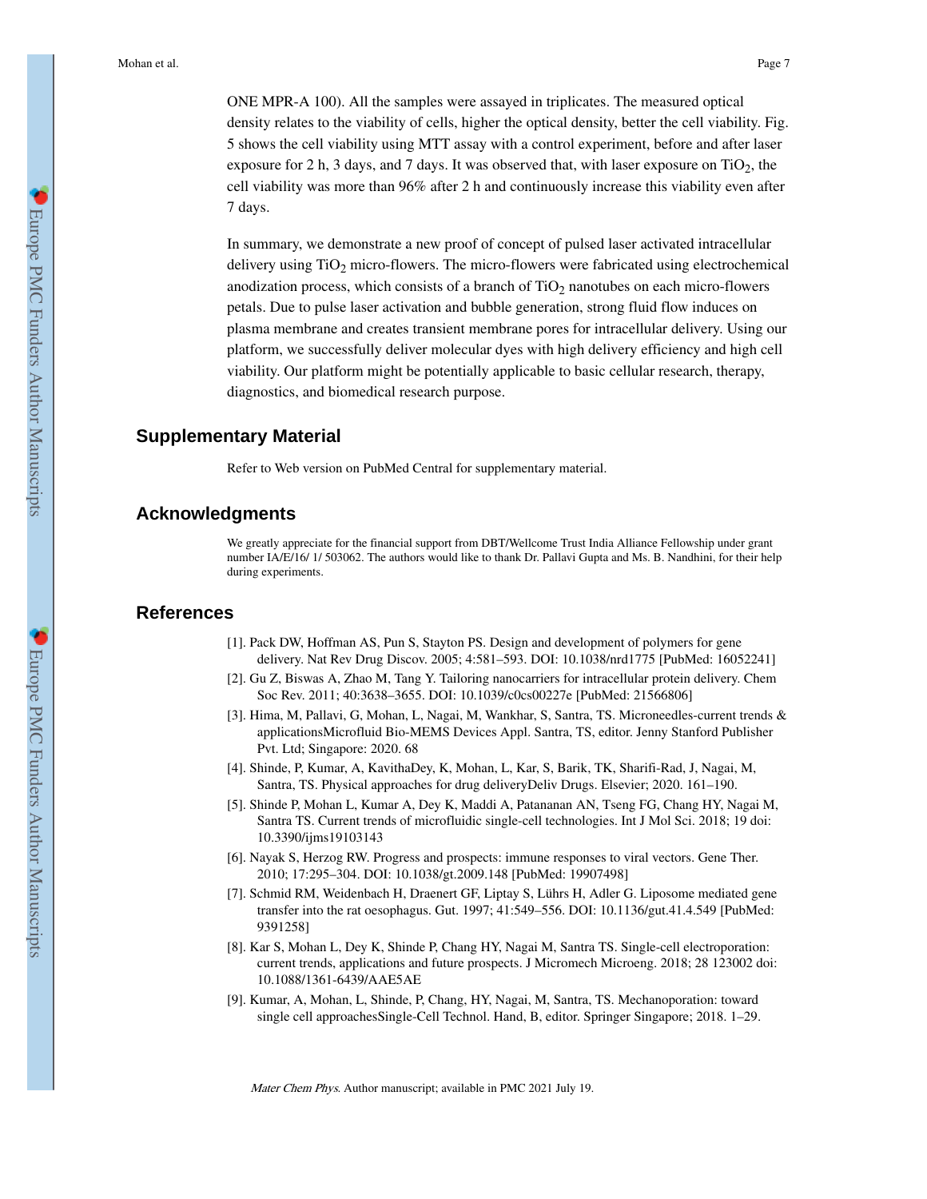ONE MPR-A 100). All the samples were assayed in triplicates. The measured optical density relates to the viability of cells, higher the optical density, better the cell viability. Fig. 5 shows the cell viability using MTT assay with a control experiment, before and after laser exposure for 2 h, 3 days, and 7 days. It was observed that, with laser exposure on $TiO_2$, the cell viability was more than 96% after 2 h and continuously increase this viability even after 7 days.

In summary, we demonstrate a new proof of concept of pulsed laser activated intracellular delivery using $TiO_2$ micro-flowers. The micro-flowers were fabricated using electrochemical anodization process, which consists of a branch of $TiO_2$ nanotubes on each micro-flowers petals. Due to pulse laser activation and bubble generation, strong fluid flow induces on plasma membrane and creates transient membrane pores for intracellular delivery. Using our platform, we successfully deliver molecular dyes with high delivery efficiency and high cell viability. Our platform might be potentially applicable to basic cellular research, therapy, diagnostics, and biomedical research purpose.

## Supplementary Material

Refer to Web version on PubMed Central for supplementary material.

## Acknowledgments

We greatly appreciate for the financial support from DBT/Wellcome Trust India Alliance Fellowship under grant number IA/E/16/ 1/ 503062. The authors would like to thank Dr. Pallavi Gupta and Ms. B. Nandhini, for their help during experiments.

## References

[1]. Pack DW, Hoffman AS, Pun S, Stayton PS. Design and development of polymers for gene delivery. Nat Rev Drug Discov. 2005; 4:581–593. DOI: 10.1038/nrd1775 [PubMed: 16052241]

[2]. Gu Z, Biswas A, Zhao M, Tang Y. Tailoring nanocarriers for intracellular protein delivery. Chem Soc Rev. 2011; 40:3638–3655. DOI: 10.1039/c0cs00227e [PubMed: 21566806]

[3]. Hima, M, Pallavi, G, Mohan, L, Nagai, M, Wankhar, S, Santra, TS. Microneedles-current trends & applicationsMicrofluid Bio-MEMS Devices Appl. Santra, TS, editor. Jenny Stanford Publisher Pvt. Ltd; Singapore: 2020. 68

[4]. Shinde, P, Kumar, A, KavithaDey, K, Mohan, L, Kar, S, Barik, TK, Sharifi-Rad, J, Nagai, M, Santra, TS. Physical approaches for drug deliveryDeliv Drugs. Elsevier; 2020. 161–190.

[5]. Shinde P, Mohan L, Kumar A, Dey K, Maddi A, Patananan AN, Tseng FG, Chang HY, Nagai M, Santra TS. Current trends of microfluidic single-cell technologies. Int J Mol Sci. 2018; 19 doi: 10.3390/ijms19103143

[6]. Nayak S, Herzog RW. Progress and prospects: immune responses to viral vectors. Gene Ther. 2010; 17:295–304. DOI: 10.1038/gt.2009.148 [PubMed: 19907498]

[7]. Schmid RM, Weidenbach H, Draenert GF, Liptay S, Lührs H, Adler G. Liposome mediated gene transfer into the rat oesophagus. Gut. 1997; 41:549–556. DOI: 10.1136/gut.41.4.549 [PubMed: 9391258]

[8]. Kar S, Mohan L, Dey K, Shinde P, Chang HY, Nagai M, Santra TS. Single-cell electroporation: current trends, applications and future prospects. J Micromech Microeng. 2018; 28 123002 doi: 10.1088/1361-6439/AAE5AE

[9]. Kumar, A, Mohan, L, Shinde, P, Chang, HY, Nagai, M, Santra, TS. Mechanoporation: toward single cell approachesSingle-Cell Technol. Hand, B, editor. Springer Singapore; 2018. 1–29.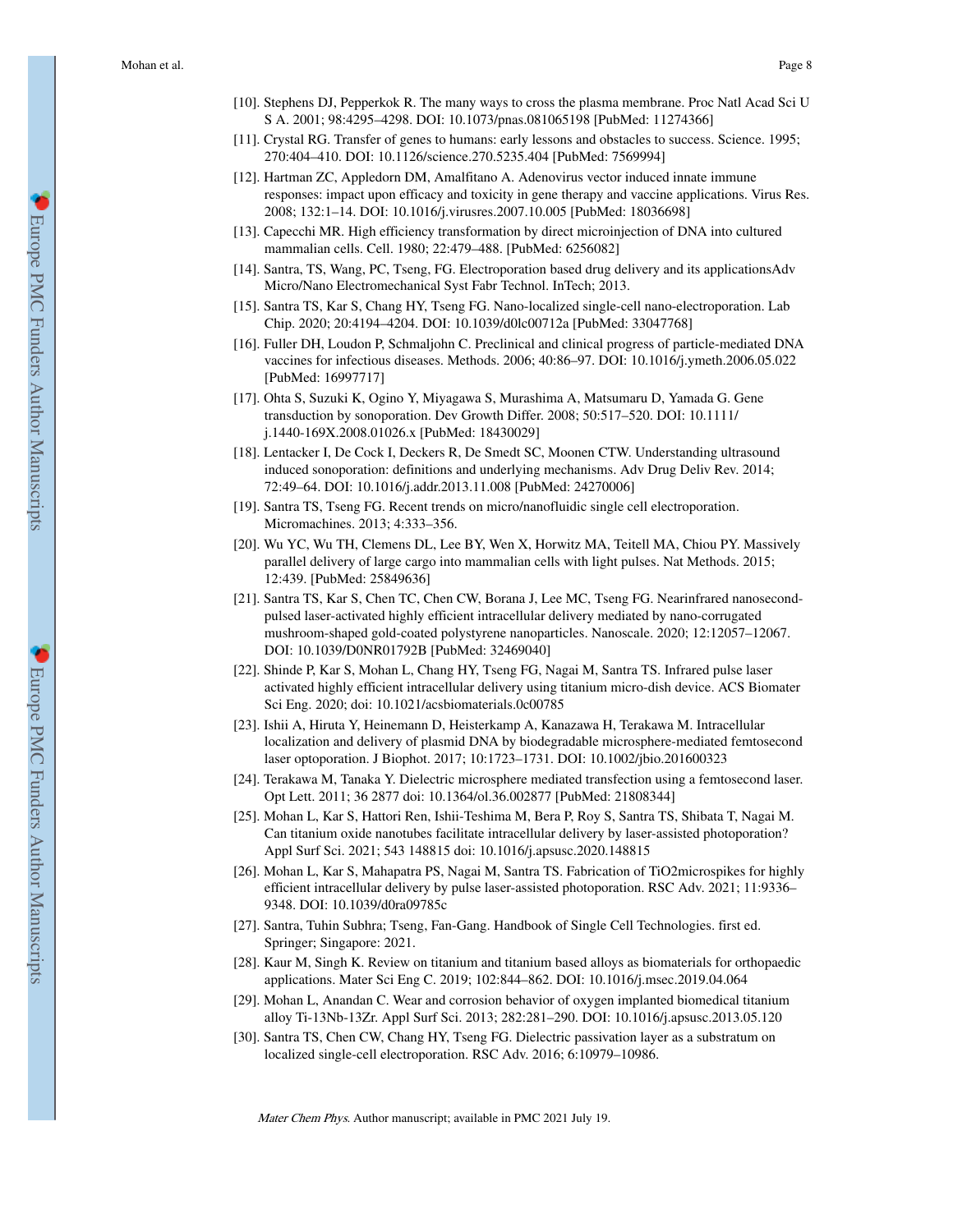[10]. Stephens DJ, Pepperkok R. The many ways to cross the plasma membrane. Proc Natl Acad Sci U S A. 2001; 98:4295–4298. DOI: 10.1073/pnas.081065198 [PubMed: 11274366]

[11]. Crystal RG. Transfer of genes to humans: early lessons and obstacles to success. Science. 1995; 270:404–410. DOI: 10.1126/science.270.5235.404 [PubMed: 7569994]

[12]. Hartman ZC, Appledorn DM, Amalfitano A. Adenovirus vector induced innate immune responses: impact upon efficacy and toxicity in gene therapy and vaccine applications. Virus Res. 2008; 132:1–14. DOI: 10.1016/j.virusres.2007.10.005 [PubMed: 18036698]

[13]. Capecchi MR. High efficiency transformation by direct microinjection of DNA into cultured mammalian cells. Cell. 1980; 22:479–488. [PubMed: 6256082]

[14]. Santra, TS, Wang, PC, Tseng, FG. Electroporation based drug delivery and its applicationsAdv Micro/Nano Electromechanical Syst Fabr Technol. InTech; 2013.

[15]. Santra TS, Kar S, Chang HY, Tseng FG. Nano-localized single-cell nano-electroporation. Lab Chip. 2020; 20:4194–4204. DOI: 10.1039/d0lc00712a [PubMed: 33047768]

[16]. Fuller DH, Loudon P, Schmaljohn C. Preclinical and clinical progress of particle-mediated DNA vaccines for infectious diseases. Methods. 2006; 40:86–97. DOI: 10.1016/j.ymeth.2006.05.022 [PubMed: 16997717]

[17]. Ohta S, Suzuki K, Ogino Y, Miyagawa S, Murashima A, Matsumaru D, Yamada G. Gene transduction by sonoporation. Dev Growth Differ. 2008; 50:517–520. DOI: 10.1111/j.1440-169X.2008.01026.x [PubMed: 18430029]

[18]. Lentacker I, De Cock I, Deckers R, De Smedt SC, Moonen CTW. Understanding ultrasound induced sonoporation: definitions and underlying mechanisms. Adv Drug Deliv Rev. 2014; 72:49–64. DOI: 10.1016/j.addr.2013.11.008 [PubMed: 24270006]

[19]. Santra TS, Tseng FG. Recent trends on micro/nanofluidic single cell electroporation. Micromachines. 2013; 4:333–356.

[20]. Wu YC, Wu TH, Clemens DL, Lee BY, Wen X, Horwitz MA, Teitell MA, Chiou PY. Massively parallel delivery of large cargo into mammalian cells with light pulses. Nat Methods. 2015; 12:439. [PubMed: 25849636]

[21]. Santra TS, Kar S, Chen TC, Chen CW, Borana J, Lee MC, Tseng FG. Nearinfrared nanosecond-pulsed laser-activated highly efficient intracellular delivery mediated by nano-corrugated mushroom-shaped gold-coated polystyrene nanoparticles. Nanoscale. 2020; 12:12057–12067. DOI: 10.1039/D0NR01792B [PubMed: 32469040]

[22]. Shinde P, Kar S, Mohan L, Chang HY, Tseng FG, Nagai M, Santra TS. Infrared pulse laser activated highly efficient intracellular delivery using titanium micro-dish device. ACS Biomater Sci Eng. 2020; doi: 10.1021/acsbiomaterials.0c00785

[23]. Ishii A, Hiruta Y, Heinemann D, Heisterkamp A, Kanazawa H, Terakawa M. Intracellular localization and delivery of plasmid DNA by biodegradable microsphere-mediated femtosecond laser optoporation. J Biophot. 2017; 10:1723–1731. DOI: 10.1002/jbio.201600323

[24]. Terakawa M, Tanaka Y. Dielectric microsphere mediated transfection using a femtosecond laser. Opt Lett. 2011; 36 2877 doi: 10.1364/ol.36.002877 [PubMed: 21808344]

[25]. Mohan L, Kar S, Hattori Ren, Ishii-Teshima M, Bera P, Roy S, Santra TS, Shibata T, Nagai M. Can titanium oxide nanotubes facilitate intracellular delivery by laser-assisted photoporation? Appl Surf Sci. 2021; 543 148815 doi: 10.1016/j.apsusc.2020.148815

[26]. Mohan L, Kar S, Mahapatra PS, Nagai M, Santra TS. Fabrication of TiO2microspikes for highly efficient intracellular delivery by pulse laser-assisted photoporation. RSC Adv. 2021; 11:9336–9348. DOI: 10.1039/d0ra09785c

[27]. Santra, Tuhin Subhra; Tseng, Fan-Gang. Handbook of Single Cell Technologies. first ed. Springer; Singapore: 2021.

[28]. Kaur M, Singh K. Review on titanium and titanium based alloys as biomaterials for orthopaedic applications. Mater Sci Eng C. 2019; 102:844–862. DOI: 10.1016/j.msec.2019.04.064

[29]. Mohan L, Anandan C. Wear and corrosion behavior of oxygen implanted biomedical titanium alloy Ti-13Nb-13Zr. Appl Surf Sci. 2013; 282:281–290. DOI: 10.1016/j.apsusc.2013.05.120

[30]. Santra TS, Chen CW, Chang HY, Tseng FG. Dielectric passivation layer as a substratum on localized single-cell electroporation. RSC Adv. 2016; 6:10979–10986.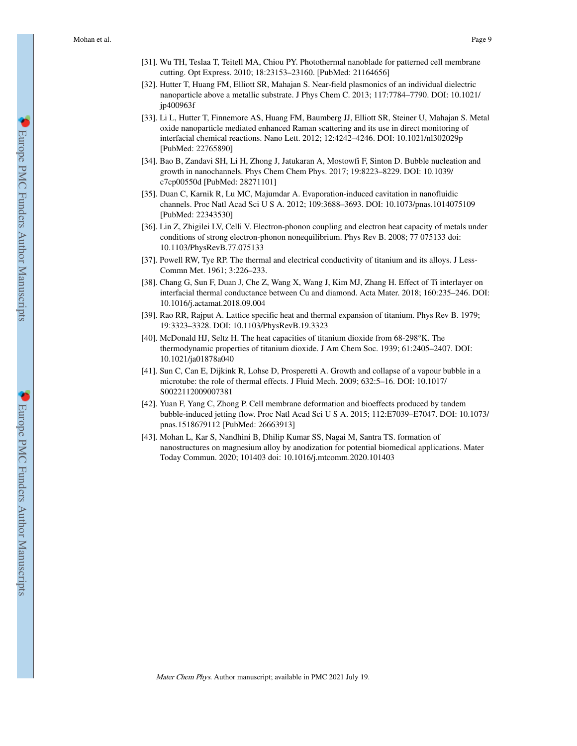[31]. Wu TH, Teslaa T, Teitell MA, Chiou PY. Photothermal nanoblade for patterned cell membrane cutting. Opt Express. 2010; 18:23153–23160. [PubMed: 21164656]

[32]. Hutter T, Huang FM, Elliott SR, Mahajan S. Near-field plasmonics of an individual dielectric nanoparticle above a metallic substrate. J Phys Chem C. 2013; 117:7784–7790. DOI: 10.1021/jp400963f

[33]. Li L, Hutter T, Finnemore AS, Huang FM, Baumberg JJ, Elliott SR, Steiner U, Mahajan S. Metal oxide nanoparticle mediated enhanced Raman scattering and its use in direct monitoring of interfacial chemical reactions. Nano Lett. 2012; 12:4242–4246. DOI: 10.1021/nl302029p [PubMed: 22765890]

[34]. Bao B, Zandavi SH, Li H, Zhong J, Jatukaran A, Mostowfi F, Sinton D. Bubble nucleation and growth in nanochannels. Phys Chem Chem Phys. 2017; 19:8223–8229. DOI: 10.1039/c7cp00550d [PubMed: 28271101]

[35]. Duan C, Karnik R, Lu MC, Majumdar A. Evaporation-induced cavitation in nanofluidic channels. Proc Natl Acad Sci U S A. 2012; 109:3688–3693. DOI: 10.1073/pnas.1014075109 [PubMed: 22343530]

[36]. Lin Z, Zhigilei LV, Celli V. Electron-phonon coupling and electron heat capacity of metals under conditions of strong electron-phonon nonequilibrium. Phys Rev B. 2008; 77 075133 doi: 10.1103/PhysRevB.77.075133

[37]. Powell RW, Tye RP. The thermal and electrical conductivity of titanium and its alloys. J Less-Commn Met. 1961; 3:226–233.

[38]. Chang G, Sun F, Duan J, Che Z, Wang X, Wang J, Kim MJ, Zhang H. Effect of Ti interlayer on interfacial thermal conductance between Cu and diamond. Acta Mater. 2018; 160:235–246. DOI: 10.1016/j.actamat.2018.09.004

[39]. Rao RR, Rajput A. Lattice specific heat and thermal expansion of titanium. Phys Rev B. 1979; 19:3323–3328. DOI: 10.1103/PhysRevB.19.3323

[40]. McDonald HJ, Seltz H. The heat capacities of titanium dioxide from 68-298°K. The thermodynamic properties of titanium dioxide. J Am Chem Soc. 1939; 61:2405–2407. DOI: 10.1021/ja01878a040

[41]. Sun C, Can E, Dijkink R, Lohse D, Prosperetti A. Growth and collapse of a vapour bubble in a microtube: the role of thermal effects. J Fluid Mech. 2009; 632:5–16. DOI: 10.1017/S0022112009007381

[42]. Yuan F, Yang C, Zhong P. Cell membrane deformation and bioeffects produced by tandem bubble-induced jetting flow. Proc Natl Acad Sci U S A. 2015; 112:E7039–E7047. DOI: 10.1073/pnas.1518679112 [PubMed: 26663913]

[43]. Mohan L, Kar S, Nandhini B, Dhilip Kumar SS, Nagai M, Santra TS. formation of nanostructures on magnesium alloy by anodization for potential biomedical applications. Mater Today Commun. 2020; 101403 doi: 10.1016/j.mtcomm.2020.101403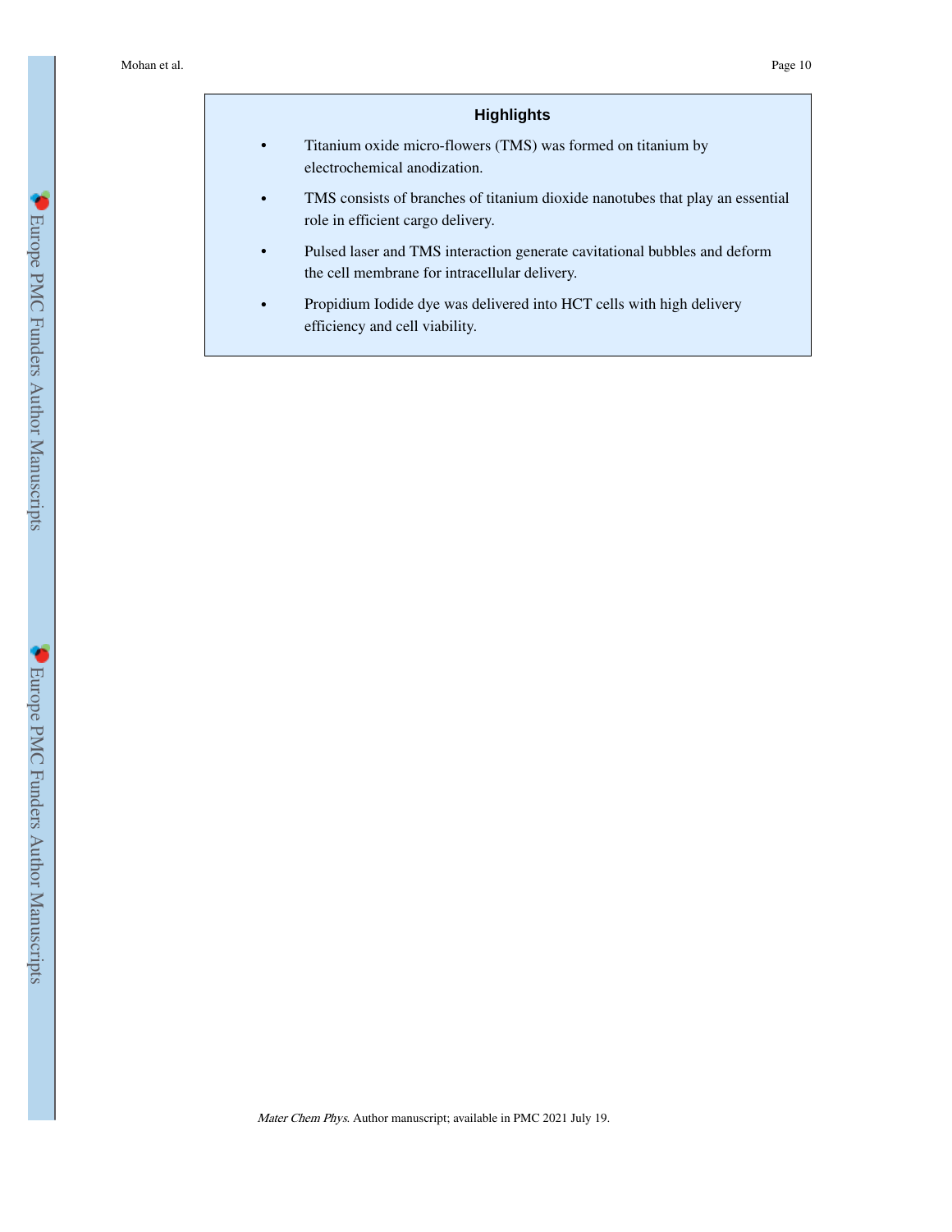## Highlights

- Titanium oxide micro-flowers (TMS) was formed on titanium by electrochemical anodization.
- TMS consists of branches of titanium dioxide nanotubes that play an essential role in efficient cargo delivery.
- Pulsed laser and TMS interaction generate cavitational bubbles and deform the cell membrane for intracellular delivery.
- Propidium Iodide dye was delivered into HCT cells with high delivery efficiency and cell viability.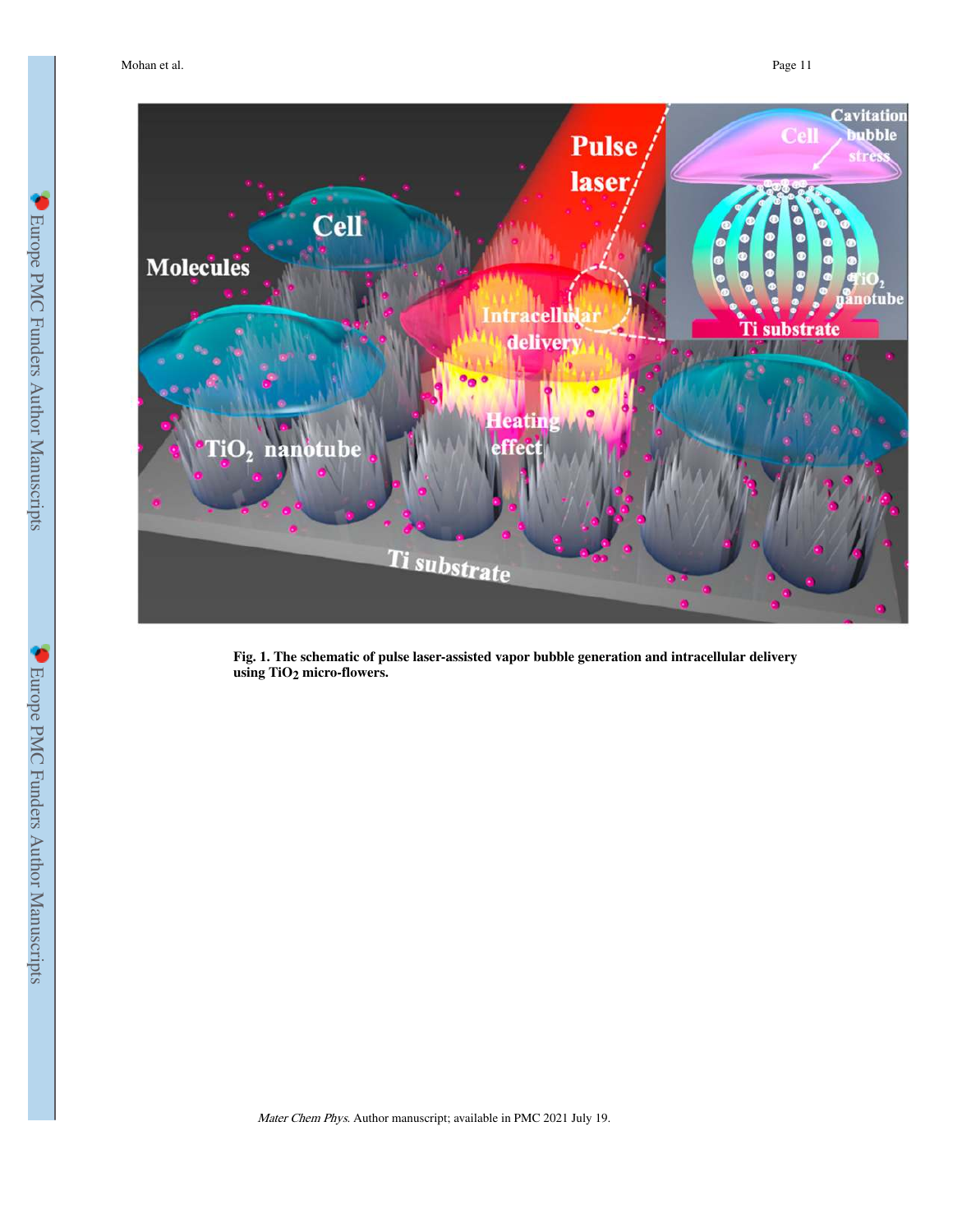**Fig. 1. The schematic of pulse laser-assisted vapor bubble generation and intracellular delivery using $TiO_2$ micro-flowers.**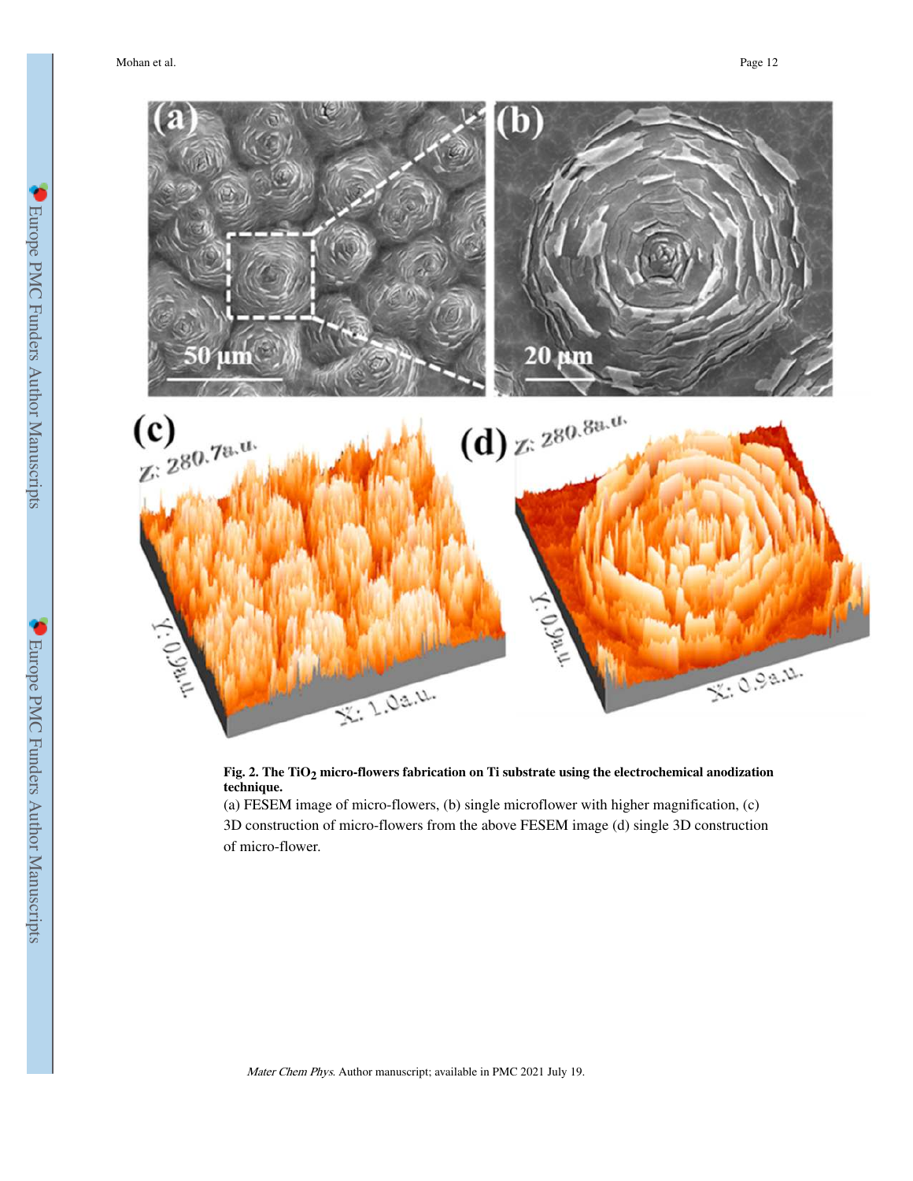**Fig. 2. The $TiO_2$ micro-flowers fabrication on Ti substrate using the electrochemical anodization technique.**

(a) FESEM image of micro-flowers, (b) single microflower with higher magnification, (c) 3D construction of micro-flowers from the above FESEM image (d) single 3D construction of micro-flower.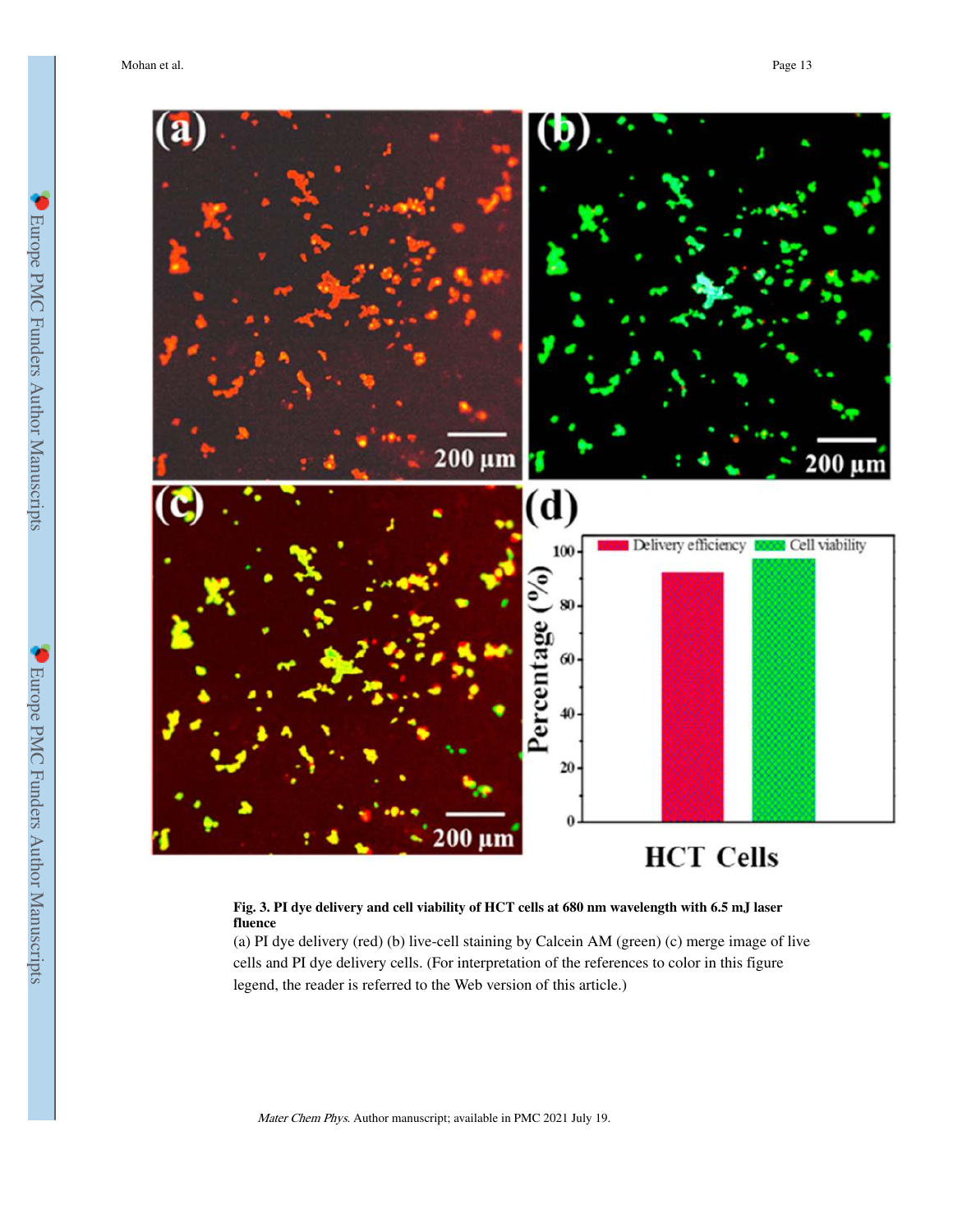**Fig. 3. PI dye delivery and cell viability of HCT cells at 680 nm wavelength with 6.5 mJ laser fluence**

(a) PI dye delivery (red) (b) live-cell staining by Calcein AM (green) (c) merge image of live cells and PI dye delivery cells. (For interpretation of the references to color in this figure legend, the reader is referred to the Web version of this article.)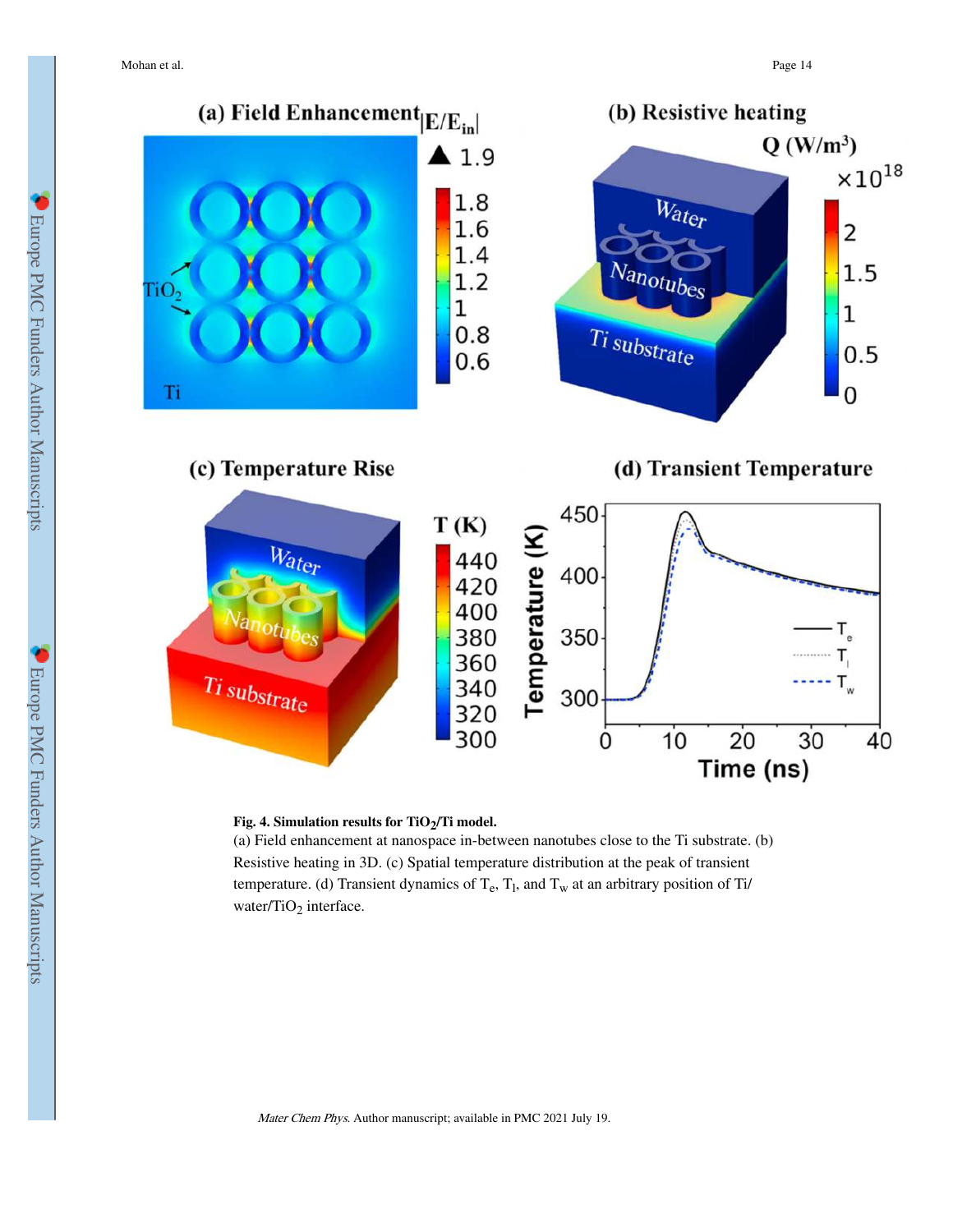**Fig. 4. Simulation results for $TiO_2$/Ti model.**

(a) Field enhancement at nanospace in-between nanotubes close to the Ti substrate. (b) Resistive heating in 3D. (c) Spatial temperature distribution at the peak of transient temperature. (d) Transient dynamics of $T_e$, $T_l$, and $T_w$ at an arbitrary position of Ti/water/$TiO_2$ interface.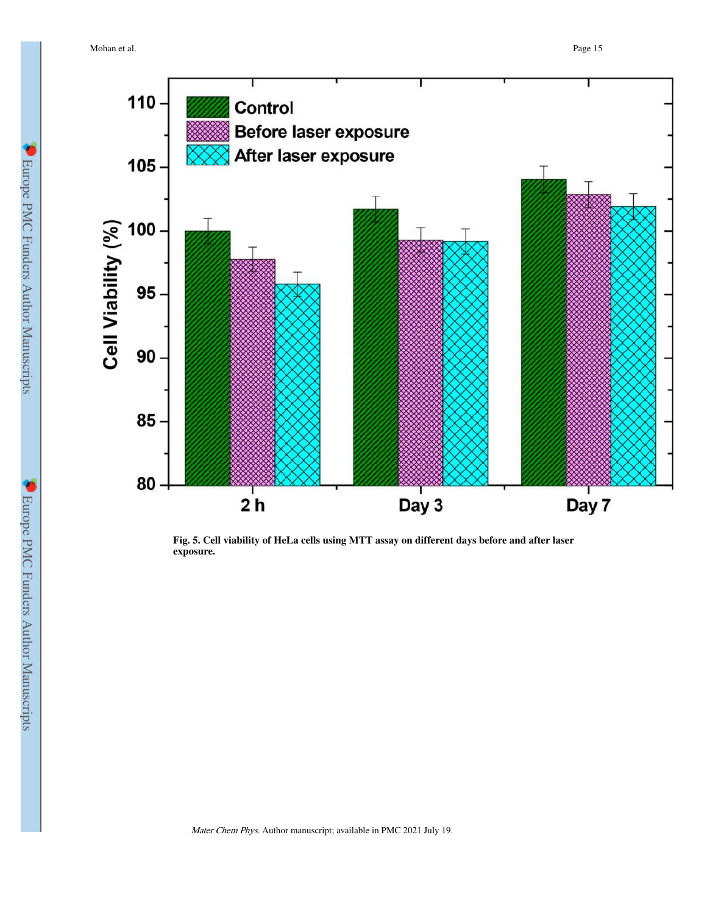110
105
100
95
90
85
80

Cell Viability (%)

Control
Before laser exposure
After laser exposure

2 h
Day 3
Day 7

**Fig. 5. Cell viability of HeLa cells using MTT assay on different days before and after laser exposure.**